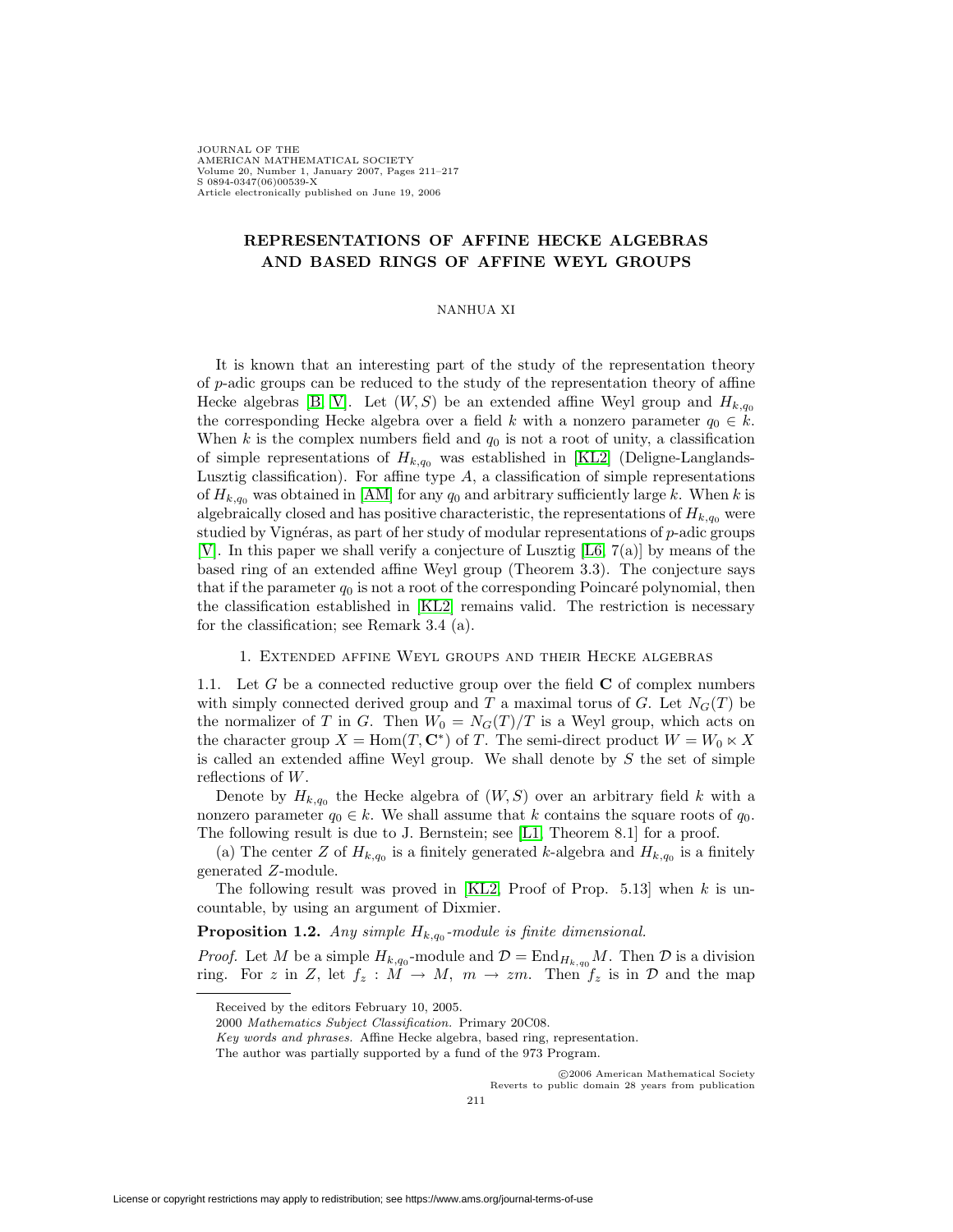# REPRESENTATIONS OF AFFINE HECKE ALGEBRAS AND BASED RINGS OF AFFINE WEYL GROUPS

NANHUA XI

It is known that an interesting part of the study of the representation theory of $p$-adic groups can be reduced to the study of the representation theory of affine Hecke algebras [B, V]. Let $(W, S)$ be an extended affine Weyl group and $H_{k,q_0}$ the corresponding Hecke algebra over a field $k$ with a nonzero parameter $q_0 \in k$. When $k$ is the complex numbers field and $q_0$ is not a root of unity, a classification of simple representations of $H_{k,q_0}$ was established in [KL2] (Deligne-Langlands-Lusztig classification). For affine type $A$, a classification of simple representations of $H_{k,q_0}$ was obtained in [AM] for any $q_0$ and arbitrary sufficiently large $k$. When $k$ is algebraically closed and has positive characteristic, the representations of $H_{k,q_0}$ were studied by Vignéras, as part of her study of modular representations of $p$-adic groups [V]. In this paper we shall verify a conjecture of Lusztig [L6, 7(a)] by means of the based ring of an extended affine Weyl group (Theorem 3.3). The conjecture says that if the parameter $q_0$ is not a root of the corresponding Poincaré polynomial, then the classification established in [KL2] remains valid. The restriction is necessary for the classification; see Remark 3.4 (a).

## 1. Extended affine Weyl groups and their Hecke algebras

1.1. Let $G$ be a connected reductive group over the field $\mathbf{C}$ of complex numbers with simply connected derived group and $T$ a maximal torus of $G$. Let $N_G(T)$ be the normalizer of $T$ in $G$. Then $W_0 = N_G(T)/T$ is a Weyl group, which acts on the character group $X = \mathrm{Hom}(T, \mathbf{C}^*)$ of $T$. The semi-direct product $W = W_0 \ltimes X$ is called an extended affine Weyl group. We shall denote by $S$ the set of simple reflections of $W$.

Denote by $H_{k,q_0}$ the Hecke algebra of $(W, S)$ over an arbitrary field $k$ with a nonzero parameter $q_0 \in k$. We shall assume that $k$ contains the square roots of $q_0$. The following result is due to J. Bernstein; see [L1, Theorem 8.1] for a proof.

(a) The center $Z$ of $H_{k,q_0}$ is a finitely generated $k$-algebra and $H_{k,q_0}$ is a finitely generated $Z$-module.

The following result was proved in [KL2, Proof of Prop. 5.13] when $k$ is uncountable, by using an argument of Dixmier.

**Proposition 1.2.** *Any simple $H_{k,q_0}$-module is finite dimensional.*

*Proof.* Let $M$ be a simple $H_{k,q_0}$-module and $\mathcal{D} = \mathrm{End}_{H_{k,q_0}} M$. Then $\mathcal{D}$ is a division ring. For $z$ in $Z$, let $f_z : M \to M,\ m \to zm$. Then $f_z$ is in $\mathcal{D}$ and the map

---

Received by the editors February 10, 2005.

2000 *Mathematics Subject Classification.* Primary 20C08.

*Key words and phrases.* Affine Hecke algebra, based ring, representation.

The author was partially supported by a fund of the 973 Program.

©2006 American Mathematical Society
Reverts to public domain 28 years from publication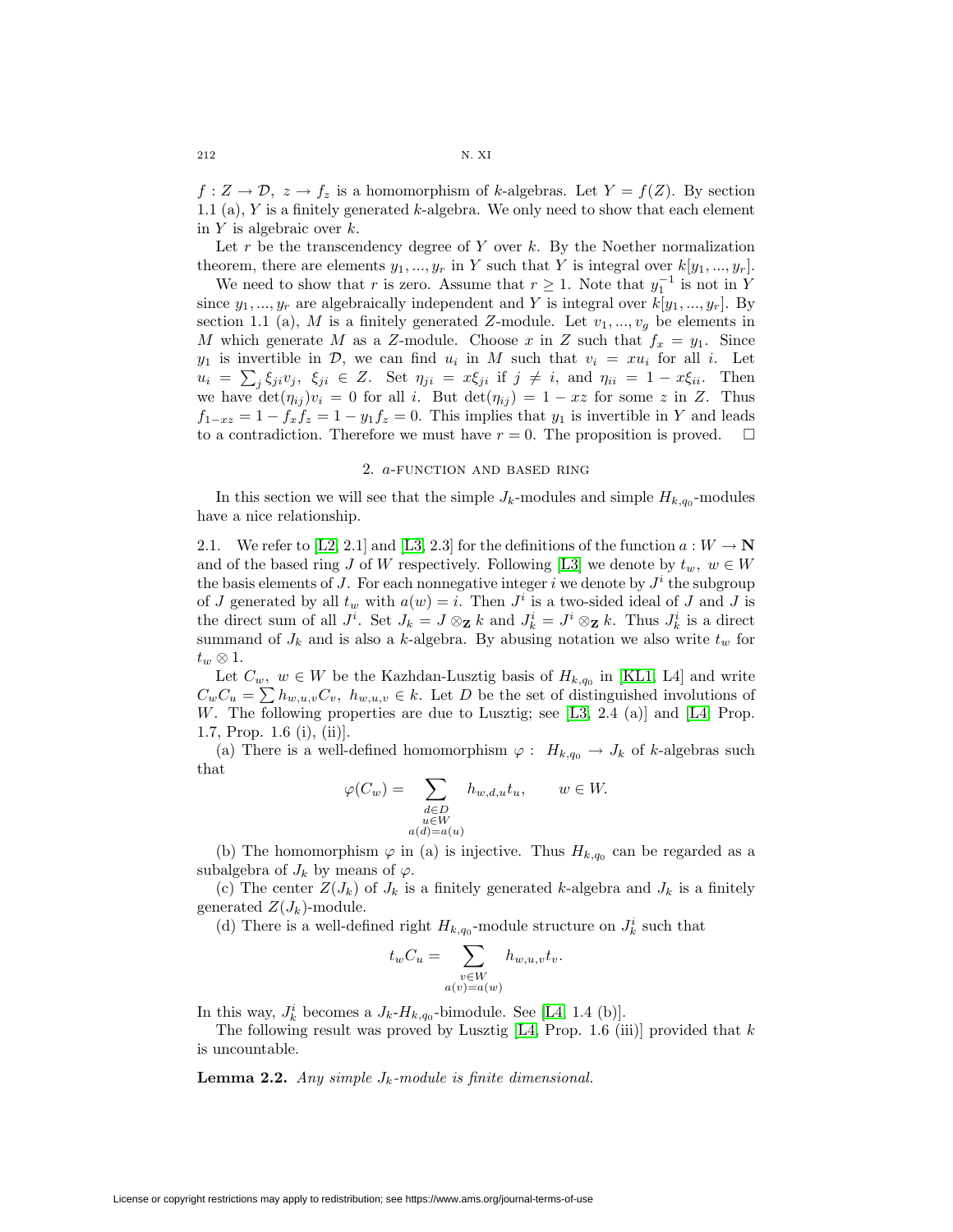$f : Z \to \mathcal{D},\ z \to f_z$ is a homomorphism of $k$-algebras. Let $Y = f(Z)$. By section 1.1 (a), $Y$ is a finitely generated $k$-algebra. We only need to show that each element in $Y$ is algebraic over $k$.

Let $r$ be the transcendency degree of $Y$ over $k$. By the Noether normalization theorem, there are elements $y_1, ..., y_r$ in $Y$ such that $Y$ is integral over $k[y_1, ..., y_r]$.

We need to show that $r$ is zero. Assume that $r \geq 1$. Note that $y_1^{-1}$ is not in $Y$ since $y_1, ..., y_r$ are algebraically independent and $Y$ is integral over $k[y_1, ..., y_r]$. By section 1.1 (a), $M$ is a finitely generated $Z$-module. Let $v_1, ..., v_g$ be elements in $M$ which generate $M$ as a $Z$-module. Choose $x$ in $Z$ such that $f_x = y_1$. Since $y_1$ is invertible in $\mathcal{D}$, we can find $u_i$ in $M$ such that $v_i = xu_i$ for all $i$. Let $u_i = \sum_j \xi_{ji} v_j,\ \xi_{ji} \in Z$. Set $\eta_{ji} = x\xi_{ji}$ if $j \neq i$, and $\eta_{ii} = 1 - x\xi_{ii}$. Then we have $\det(\eta_{ij})v_i = 0$ for all $i$. But $\det(\eta_{ij}) = 1 - xz$ for some $z$ in $Z$. Thus $f_{1-xz} = 1 - f_x f_z = 1 - y_1 f_z = 0$. This implies that $y_1$ is invertible in $Y$ and leads to a contradiction. Therefore we must have $r = 0$. The proposition is proved. $\square$

## 2. $a$-function and based ring

In this section we will see that the simple $J_k$-modules and simple $H_{k,q_0}$-modules have a nice relationship.

2.1. We refer to [L2, 2.1] and [L3, 2.3] for the definitions of the function $a : W \to \mathbf{N}$ and of the based ring $J$ of $W$ respectively. Following [L3] we denote by $t_w,\ w \in W$ the basis elements of $J$. For each nonnegative integer $i$ we denote by $J^i$ the subgroup of $J$ generated by all $t_w$ with $a(w) = i$. Then $J^i$ is a two-sided ideal of $J$ and $J$ is the direct sum of all $J^i$. Set $J_k = J \otimes_{\mathbf{Z}} k$ and $J_k^i = J^i \otimes_{\mathbf{Z}} k$. Thus $J_k^i$ is a direct summand of $J_k$ and is also a $k$-algebra. By abusing notation we also write $t_w$ for $t_w \otimes 1$.

Let $C_w,\ w \in W$ be the Kazhdan-Lusztig basis of $H_{k,q_0}$ in [KL1, L4] and write $C_w C_u = \sum h_{w,u,v} C_v,\ h_{w,u,v} \in k$. Let $D$ be the set of distinguished involutions of $W$. The following properties are due to Lusztig; see [L3, 2.4 (a)] and [L4, Prop. 1.7, Prop. 1.6 (i), (ii)].

(a) There is a well-defined homomorphism $\varphi :\ H_{k,q_0} \to J_k$ of $k$-algebras such that

$$\varphi(C_w) = \sum_{\substack{d \in D \\ u \in W \\ a(d) = a(u)}} h_{w,d,u} t_u, \qquad w \in W.$$

(b) The homomorphism $\varphi$ in (a) is injective. Thus $H_{k,q_0}$ can be regarded as a subalgebra of $J_k$ by means of $\varphi$.

(c) The center $Z(J_k)$ of $J_k$ is a finitely generated $k$-algebra and $J_k$ is a finitely generated $Z(J_k)$-module.

(d) There is a well-defined right $H_{k,q_0}$-module structure on $J_k^i$ such that

$$t_w C_u = \sum_{\substack{v \in W \\ a(v) = a(w)}} h_{w,u,v} t_v.$$

In this way, $J_k^i$ becomes a $J_k$-$H_{k,q_0}$-bimodule. See [L4, 1.4 (b)].

The following result was proved by Lusztig [L4, Prop. 1.6 (iii)] provided that $k$ is uncountable.

**Lemma 2.2.** *Any simple $J_k$-module is finite dimensional.*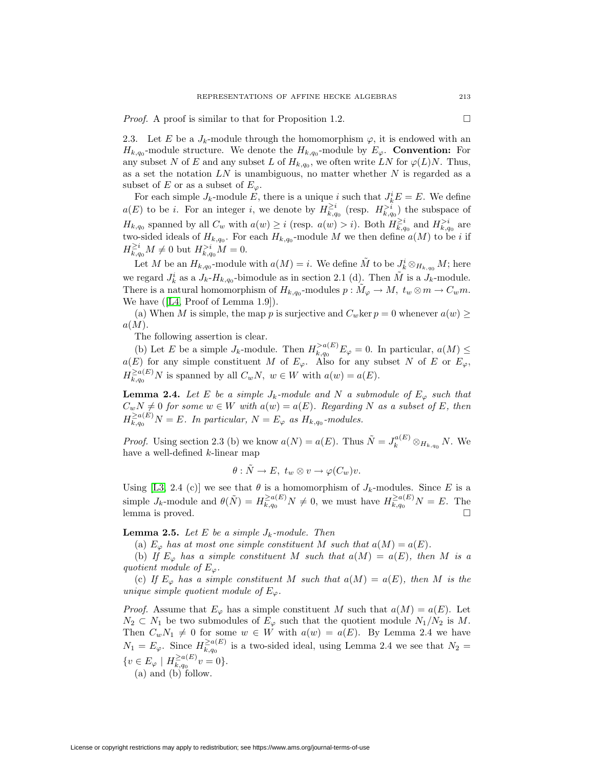*Proof.* A proof is similar to that for Proposition 1.2. □

2.3. Let $E$ be a $J_k$-module through the homomorphism $\varphi$, it is endowed with an $H_{k,q_0}$-module structure. We denote the $H_{k,q_0}$-module by $E_\varphi$. **Convention:** For any subset $N$ of $E$ and any subset $L$ of $H_{k,q_0}$, we often write $LN$ for $\varphi(L)N$. Thus, as a set the notation $LN$ is unambiguous, no matter whether $N$ is regarded as a subset of $E$ or as a subset of $E_\varphi$.

For each simple $J_k$-module $E$, there is a unique $i$ such that $J_k^i E = E$. We define $a(E)$ to be $i$. For an integer $i$, we denote by $H_{k,q_0}^{\geq i}$ (resp. $H_{k,q_0}^{>i}$) the subspace of $H_{k,q_0}$ spanned by all $C_w$ with $a(w) \geq i$ (resp. $a(w) > i$). Both $H_{k,q_0}^{\geq i}$ and $H_{k,q_0}^{>i}$ are two-sided ideals of $H_{k,q_0}$. For each $H_{k,q_0}$-module $M$ we then define $a(M)$ to be $i$ if $H_{k,q_0}^{\geq i} M \neq 0$ but $H_{k,q_0}^{>i} M = 0$.

Let $M$ be an $H_{k,q_0}$-module with $a(M) = i$. We define $\tilde{M}$ to be $J_k^i \otimes_{H_{k,q_0}} M$; here we regard $J_k^i$ as a $J_k$-$H_{k,q_0}$-bimodule as in section 2.1 (d). Then $\tilde{M}$ is a $J_k$-module. There is a natural homomorphism of $H_{k,q_0}$-modules $p : \tilde{M}_\varphi \to M,\ t_w \otimes m \to C_w m$. We have ([L4, Proof of Lemma 1.9]).

(a) When $M$ is simple, the map $p$ is surjective and $C_w \ker p = 0$ whenever $a(w) \geq a(M)$.

The following assertion is clear.

(b) Let $E$ be a simple $J_k$-module. Then $H_{k,q_0}^{>a(E)} E_\varphi = 0$. In particular, $a(M) \leq a(E)$ for any simple constituent $M$ of $E_\varphi$. Also for any subset $N$ of $E$ or $E_\varphi$, $H_{k,q_0}^{\geq a(E)} N$ is spanned by all $C_w N,\ w \in W$ with $a(w) = a(E)$.

**Lemma 2.4.** *Let $E$ be a simple $J_k$-module and $N$ a submodule of $E_\varphi$ such that $C_w N \neq 0$ for some $w \in W$ with $a(w) = a(E)$. Regarding $N$ as a subset of $E$, then $H_{k,q_0}^{\geq a(E)} N = E$. In particular, $N = E_\varphi$ as $H_{k,q_0}$-modules.*

*Proof.* Using section 2.3 (b) we know $a(N) = a(E)$. Thus $\tilde{N} = J_k^{a(E)} \otimes_{H_{k,q_0}} N$. We have a well-defined $k$-linear map

$$\theta : \tilde{N} \to E,\ t_w \otimes v \to \varphi(C_w)v.$$

Using [L3, 2.4 (c)] we see that $\theta$ is a homomorphism of $J_k$-modules. Since $E$ is a simple $J_k$-module and $\theta(\tilde{N}) = H_{k,q_0}^{\geq a(E)} N \neq 0$, we must have $H_{k,q_0}^{\geq a(E)} N = E$. The lemma is proved. □

**Lemma 2.5.** *Let $E$ be a simple $J_k$-module. Then*

(a) *$E_\varphi$ has at most one simple constituent $M$ such that $a(M) = a(E)$.*

(b) *If $E_\varphi$ has a simple constituent $M$ such that $a(M) = a(E)$, then $M$ is a quotient module of $E_\varphi$.*

(c) *If $E_\varphi$ has a simple constituent $M$ such that $a(M) = a(E)$, then $M$ is the unique simple quotient module of $E_\varphi$.*

*Proof.* Assume that $E_\varphi$ has a simple constituent $M$ such that $a(M) = a(E)$. Let $N_2 \subset N_1$ be two submodules of $E_\varphi$ such that the quotient module $N_1/N_2$ is $M$. Then $C_w N_1 \neq 0$ for some $w \in W$ with $a(w) = a(E)$. By Lemma 2.4 we have $N_1 = E_\varphi$. Since $H_{k,q_0}^{\geq a(E)}$ is a two-sided ideal, using Lemma 2.4 we see that $N_2 = \{v \in E_\varphi \mid H_{k,q_0}^{\geq a(E)} v = 0\}$.

(a) and (b) follow.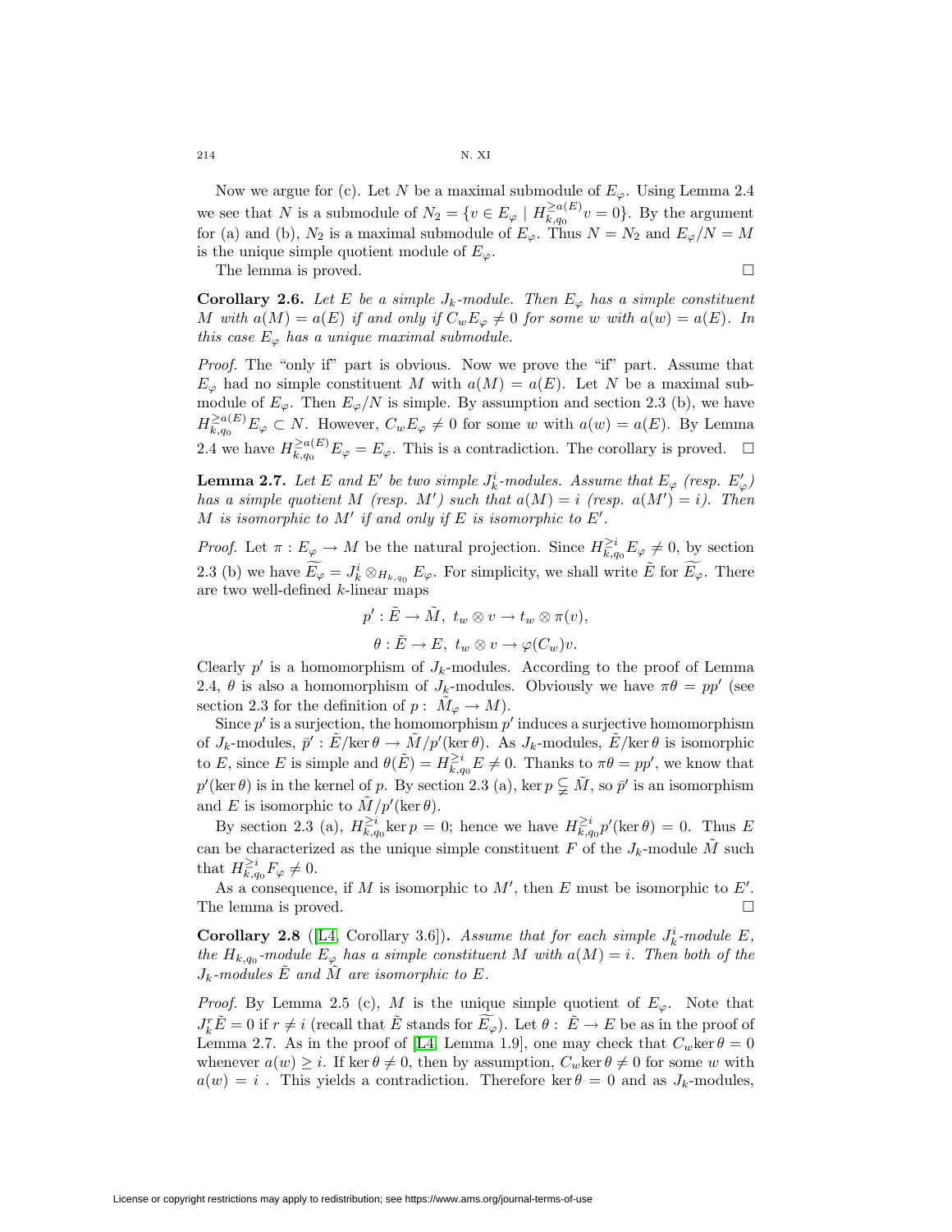Now we argue for (c). Let $N$ be a maximal submodule of $E_\varphi$. Using Lemma 2.4 we see that $N$ is a submodule of $N_2 = \{v \in E_\varphi \mid H^{\geq a(E)}_{k,q_0} v = 0\}$. By the argument for (a) and (b), $N_2$ is a maximal submodule of $E_\varphi$. Thus $N = N_2$ and $E_\varphi/N = M$ is the unique simple quotient module of $E_\varphi$.

The lemma is proved. $\square$

**Corollary 2.6.** *Let $E$ be a simple $J_k$-module. Then $E_\varphi$ has a simple constituent $M$ with $a(M) = a(E)$ if and only if $C_w E_\varphi \neq 0$ for some $w$ with $a(w) = a(E)$. In this case $E_\varphi$ has a unique maximal submodule.*

*Proof.* The "only if" part is obvious. Now we prove the "if" part. Assume that $E_\varphi$ had no simple constituent $M$ with $a(M) = a(E)$. Let $N$ be a maximal submodule of $E_\varphi$. Then $E_\varphi/N$ is simple. By assumption and section 2.3 (b), we have $H^{\geq a(E)}_{k,q_0} E_\varphi \subset N$. However, $C_w E_\varphi \neq 0$ for some $w$ with $a(w) = a(E)$. By Lemma 2.4 we have $H^{\geq a(E)}_{k,q_0} E_\varphi = E_\varphi$. This is a contradiction. The corollary is proved. $\square$

**Lemma 2.7.** *Let $E$ and $E'$ be two simple $J^i_k$-modules. Assume that $E_\varphi$ (resp. $E'_\varphi$) has a simple quotient $M$ (resp. $M'$) such that $a(M) = i$ (resp. $a(M') = i$). Then $M$ is isomorphic to $M'$ if and only if $E$ is isomorphic to $E'$.*

*Proof.* Let $\pi : E_\varphi \to M$ be the natural projection. Since $H^{\geq i}_{k,q_0} E_\varphi \neq 0$, by section 2.3 (b) we have $\widetilde{E_\varphi} = J^i_k \otimes_{H_{k,q_0}} E_\varphi$. For simplicity, we shall write $\tilde{E}$ for $\widetilde{E_\varphi}$. There are two well-defined $k$-linear maps

$$p' : \tilde{E} \to \tilde{M},\ t_w \otimes v \to t_w \otimes \pi(v),$$

$$\theta : \tilde{E} \to E,\ t_w \otimes v \to \varphi(C_w)v.$$

Clearly $p'$ is a homomorphism of $J_k$-modules. According to the proof of Lemma 2.4, $\theta$ is also a homomorphism of $J_k$-modules. Obviously we have $\pi\theta = pp'$ (see section 2.3 for the definition of $p : \tilde{M}_\varphi \to M$).

Since $p'$ is a surjection, the homomorphism $p'$ induces a surjective homomorphism of $J_k$-modules, $\bar{p}' : \tilde{E}/\ker\theta \to \tilde{M}/p'(\ker\theta)$. As $J_k$-modules, $\tilde{E}/\ker\theta$ is isomorphic to $E$, since $E$ is simple and $\theta(\tilde{E}) = H^{\geq i}_{k,q_0} E \neq 0$. Thanks to $\pi\theta = pp'$, we know that $p'(\ker\theta)$ is in the kernel of $p$. By section 2.3 (a), $\ker p \subsetneq \tilde{M}$, so $\bar{p}'$ is an isomorphism and $E$ is isomorphic to $\tilde{M}/p'(\ker\theta)$.

By section 2.3 (a), $H^{\geq i}_{k,q_0} \ker p = 0$; hence we have $H^{\geq i}_{k,q_0} p'(\ker\theta) = 0$. Thus $E$ can be characterized as the unique simple constituent $F$ of the $J_k$-module $\tilde{M}$ such that $H^{\geq i}_{k,q_0} F_\varphi \neq 0$.

As a consequence, if $M$ is isomorphic to $M'$, then $E$ must be isomorphic to $E'$. The lemma is proved. $\square$

**Corollary 2.8** ([L4, Corollary 3.6])**.** *Assume that for each simple $J^i_k$-module $E$, the $H_{k,q_0}$-module $E_\varphi$ has a simple constituent $M$ with $a(M) = i$. Then both of the $J_k$-modules $\tilde{E}$ and $\tilde{M}$ are isomorphic to $E$.*

*Proof.* By Lemma 2.5 (c), $M$ is the unique simple quotient of $E_\varphi$. Note that $J^r_k \tilde{E} = 0$ if $r \neq i$ (recall that $\tilde{E}$ stands for $\widetilde{E_\varphi}$). Let $\theta : \tilde{E} \to E$ be as in the proof of Lemma 2.7. As in the proof of [L4, Lemma 1.9], one may check that $C_w \ker\theta = 0$ whenever $a(w) \geq i$. If $\ker\theta \neq 0$, then by assumption, $C_w \ker\theta \neq 0$ for some $w$ with $a(w) = i$ . This yields a contradiction. Therefore $\ker\theta = 0$ and as $J_k$-modules,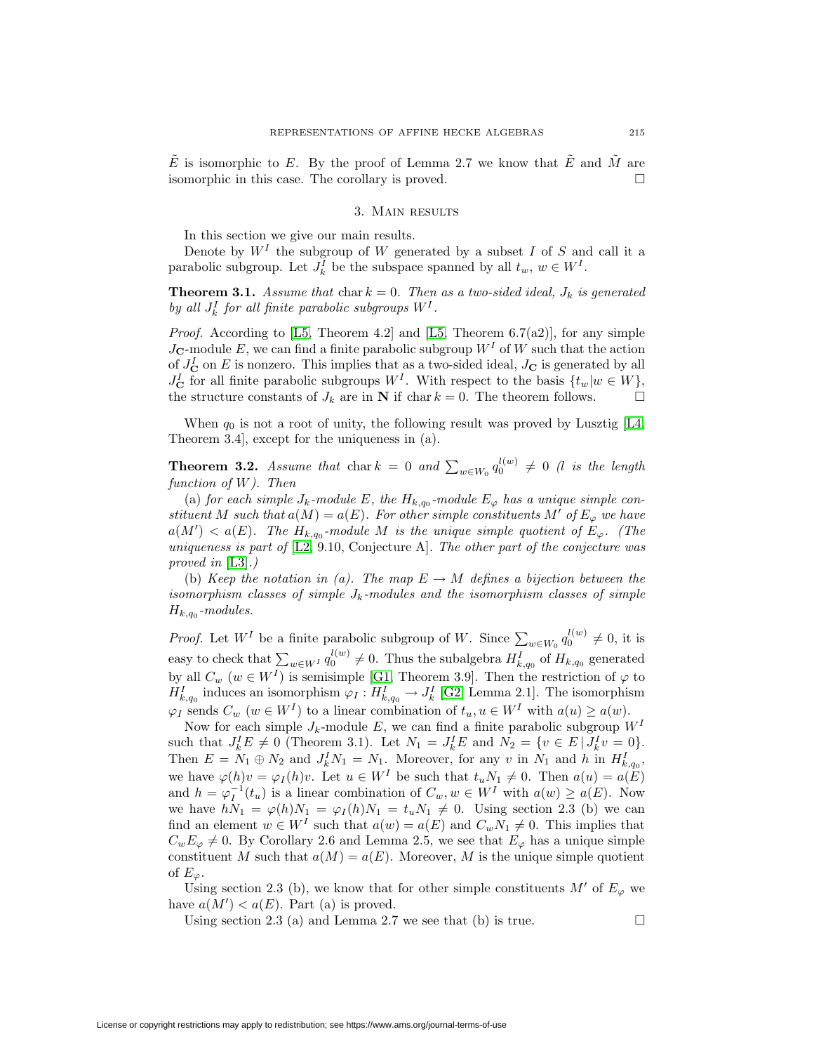$\tilde{E}$ is isomorphic to $E$. By the proof of Lemma 2.7 we know that $\tilde{E}$ and $\tilde{M}$ are isomorphic in this case. The corollary is proved. □

## 3. Main results

In this section we give our main results.

Denote by $W^I$ the subgroup of $W$ generated by a subset $I$ of $S$ and call it a parabolic subgroup. Let $J_k^I$ be the subspace spanned by all $t_w$, $w \in W^I$.

**Theorem 3.1.** *Assume that* $\operatorname{char} k = 0$. *Then as a two-sided ideal,* $J_k$ *is generated by all* $J_k^I$ *for all finite parabolic subgroups* $W^I$.

*Proof.* According to [L5, Theorem 4.2] and [L5, Theorem 6.7(a2)], for any simple $J_{\mathbf{C}}$-module $E$, we can find a finite parabolic subgroup $W^I$ of $W$ such that the action of $J_{\mathbf{C}}^I$ on $E$ is nonzero. This implies that as a two-sided ideal, $J_{\mathbf{C}}$ is generated by all $J_{\mathbf{C}}^I$ for all finite parabolic subgroups $W^I$. With respect to the basis $\{t_w | w \in W\}$, the structure constants of $J_k$ are in $\mathbf{N}$ if $\operatorname{char} k = 0$. The theorem follows. □

When $q_0$ is not a root of unity, the following result was proved by Lusztig [L4, Theorem 3.4], except for the uniqueness in (a).

**Theorem 3.2.** *Assume that* $\operatorname{char} k = 0$ *and* $\sum_{w \in W_0} q_0^{l(w)} \neq 0$ *($l$ is the length function of $W$). Then*

(a) *for each simple* $J_k$*-module* $E$, *the* $H_{k,q_0}$*-module* $E_\varphi$ *has a unique simple constituent* $M$ *such that* $a(M) = a(E)$. *For other simple constituents* $M'$ *of* $E_\varphi$ *we have* $a(M') < a(E)$. *The* $H_{k,q_0}$*-module* $M$ *is the unique simple quotient of* $E_\varphi$. *(The uniqueness is part of* [L2, 9.10, Conjecture A]. *The other part of the conjecture was proved in* [L3].*)*

(b) *Keep the notation in (a). The map* $E \to M$ *defines a bijection between the isomorphism classes of simple* $J_k$*-modules and the isomorphism classes of simple* $H_{k,q_0}$*-modules.*

*Proof.* Let $W^I$ be a finite parabolic subgroup of $W$. Since $\sum_{w \in W_0} q_0^{l(w)} \neq 0$, it is easy to check that $\sum_{w \in W^I} q_0^{l(w)} \neq 0$. Thus the subalgebra $H_{k,q_0}^I$ of $H_{k,q_0}$ generated by all $C_w$ ($w \in W^I$) is semisimple [G1, Theorem 3.9]. Then the restriction of $\varphi$ to $H_{k,q_0}^I$ induces an isomorphism $\varphi_I : H_{k,q_0}^I \to J_k^I$ [G2, Lemma 2.1]. The isomorphism $\varphi_I$ sends $C_w$ ($w \in W^I$) to a linear combination of $t_u, u \in W^I$ with $a(u) \geq a(w)$.

Now for each simple $J_k$-module $E$, we can find a finite parabolic subgroup $W^I$ such that $J_k^I E \neq 0$ (Theorem 3.1). Let $N_1 = J_k^I E$ and $N_2 = \{v \in E \,|\, J_k^I v = 0\}$. Then $E = N_1 \oplus N_2$ and $J_k^I N_1 = N_1$. Moreover, for any $v$ in $N_1$ and $h$ in $H_{k,q_0}^I$, we have $\varphi(h)v = \varphi_I(h)v$. Let $u \in W^I$ be such that $t_u N_1 \neq 0$. Then $a(u) = a(E)$ and $h = \varphi_I^{-1}(t_u)$ is a linear combination of $C_w, w \in W^I$ with $a(w) \geq a(E)$. Now we have $hN_1 = \varphi(h)N_1 = \varphi_I(h)N_1 = t_u N_1 \neq 0$. Using section 2.3 (b) we can find an element $w \in W^I$ such that $a(w) = a(E)$ and $C_w N_1 \neq 0$. This implies that $C_w E_\varphi \neq 0$. By Corollary 2.6 and Lemma 2.5, we see that $E_\varphi$ has a unique simple constituent $M$ such that $a(M) = a(E)$. Moreover, $M$ is the unique simple quotient of $E_\varphi$.

Using section 2.3 (b), we know that for other simple constituents $M'$ of $E_\varphi$ we have $a(M') < a(E)$. Part (a) is proved.

Using section 2.3 (a) and Lemma 2.7 we see that (b) is true. □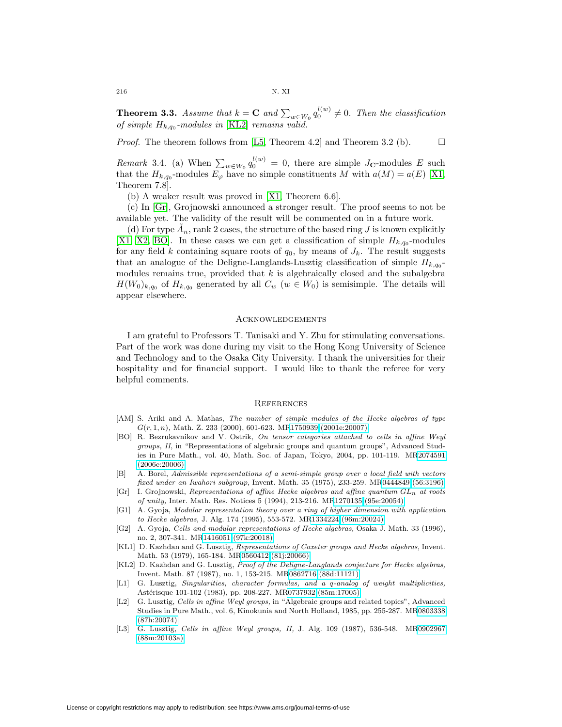**Theorem 3.3.** *Assume that $k = \mathbf{C}$ and $\sum_{w\in W_0} q_0^{l(w)} \neq 0$. Then the classification of simple $H_{k,q_0}$-modules in* [KL2] *remains valid.*

*Proof.* The theorem follows from [L5, Theorem 4.2] and Theorem 3.2 (b). $\square$

*Remark* 3.4. (a) When $\sum_{w\in W_0} q_0^{l(w)} = 0$, there are simple $J_{\mathbf{C}}$-modules $E$ such that the $H_{k,q_0}$-modules $E_\varphi$ have no simple constituents $M$ with $a(M) = a(E)$ [X1, Theorem 7.8].

(b) A weaker result was proved in [X1, Theorem 6.6].

(c) In [Gr], Grojnowski announced a stronger result. The proof seems to not be available yet. The validity of the result will be commented on in a future work.

(d) For type $\tilde{A}_n$, rank 2 cases, the structure of the based ring $J$ is known explicitly [X1, X2, BO]. In these cases we can get a classification of simple $H_{k,q_0}$-modules for any field $k$ containing square roots of $q_0$, by means of $J_k$. The result suggests that an analogue of the Deligne-Langlands-Lusztig classification of simple $H_{k,q_0}$-modules remains true, provided that $k$ is algebraically closed and the subalgebra $H(W_0)_{k,q_0}$ of $H_{k,q_0}$ generated by all $C_w$ ($w \in W_0$) is semisimple. The details will appear elsewhere.

## Acknowledgements

I am grateful to Professors T. Tanisaki and Y. Zhu for stimulating conversations. Part of the work was done during my visit to the Hong Kong University of Science and Technology and to the Osaka City University. I thank the universities for their hospitality and for financial support. I would like to thank the referee for very helpful comments.

## References

[AM] S. Ariki and A. Mathas, *The number of simple modules of the Hecke algebras of type $G(r,1,n)$*, Math. Z. 233 (2000), 601-623. MR1750939 (2001e:20007)

[BO] R. Bezrukavnikov and V. Ostrik, *On tensor categories attached to cells in affine Weyl groups, II*, in "Representations of algebraic groups and quantum groups", Advanced Studies in Pure Math., vol. 40, Math. Soc. of Japan, Tokyo, 2004, pp. 101-119. MR2074591 (2006e:20006)

[B] A. Borel, *Admissible representations of a semi-simple group over a local field with vectors fixed under an Iwahori subgroup*, Invent. Math. 35 (1975), 233-259. MR0444849 (56:3196)

[Gr] I. Grojnowski, *Representations of affine Hecke algebras and affine quantum $GL_n$ at roots of unity*, Inter. Math. Res. Notices 5 (1994), 213-216. MR1270135 (95e:20054)

[G1] A. Gyoja, *Modular representation theory over a ring of higher dimension with application to Hecke algebras*, J. Alg. 174 (1995), 553-572. MR1334224 (96m:20024)

[G2] A. Gyoja, *Cells and modular representations of Hecke algebras*, Osaka J. Math. 33 (1996), no. 2, 307-341. MR1416051 (97k:20018)

[KL1] D. Kazhdan and G. Lusztig, *Representations of Coxeter groups and Hecke algebras*, Invent. Math. 53 (1979), 165-184. MR0560412 (81j:20066)

[KL2] D. Kazhdan and G. Lusztig, *Proof of the Deligne-Langlands conjecture for Hecke algebras*, Invent. Math. 87 (1987), no. 1, 153-215. MR0862716 (88d:11121)

[L1] G. Lusztig, *Singularities, character formulas, and a q-analog of weight multiplicities*, Astérisque 101-102 (1983), pp. 208-227. MR0737932 (85m:17005)

[L2] G. Lusztig, *Cells in affine Weyl groups*, in "Algebraic groups and related topics", Advanced Studies in Pure Math., vol. 6, Kinokunia and North Holland, 1985, pp. 255-287. MR0803338 (87h:20074)

[L3] G. Lusztig, *Cells in affine Weyl groups, II*, J. Alg. 109 (1987), 536-548. MR0902967 (88m:20103a)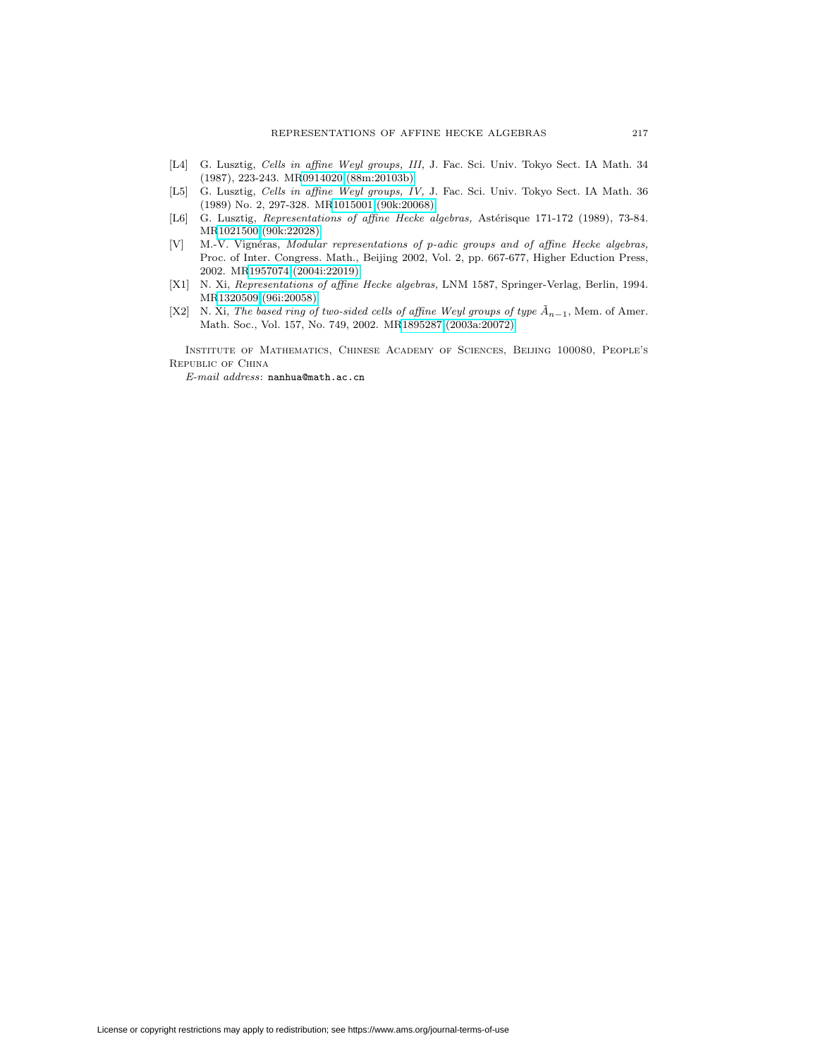[L4] G. Lusztig, *Cells in affine Weyl groups, III,* J. Fac. Sci. Univ. Tokyo Sect. IA Math. 34 (1987), 223-243. MR0914020 (88m:20103b)

[L5] G. Lusztig, *Cells in affine Weyl groups, IV,* J. Fac. Sci. Univ. Tokyo Sect. IA Math. 36 (1989) No. 2, 297-328. MR1015001 (90k:20068)

[L6] G. Lusztig, *Representations of affine Hecke algebras,* Astérisque 171-172 (1989), 73-84. MR1021500 (90k:22028)

[V] M.-V. Vignéras, *Modular representations of p-adic groups and of affine Hecke algebras,* Proc. of Inter. Congress. Math., Beijing 2002, Vol. 2, pp. 667-677, Higher Eduction Press, 2002. MR1957074 (2004i:22019)

[X1] N. Xi, *Representations of affine Hecke algebras,* LNM 1587, Springer-Verlag, Berlin, 1994. MR1320509 (96i:20058)

[X2] N. Xi, *The based ring of two-sided cells of affine Weyl groups of type* $\tilde{A}_{n-1}$, Mem. of Amer. Math. Soc., Vol. 157, No. 749, 2002. MR1895287 (2003a:20072)

Institute of Mathematics, Chinese Academy of Sciences, Beijing 100080, People's Republic of China

*E-mail address*: nanhua@math.ac.cn